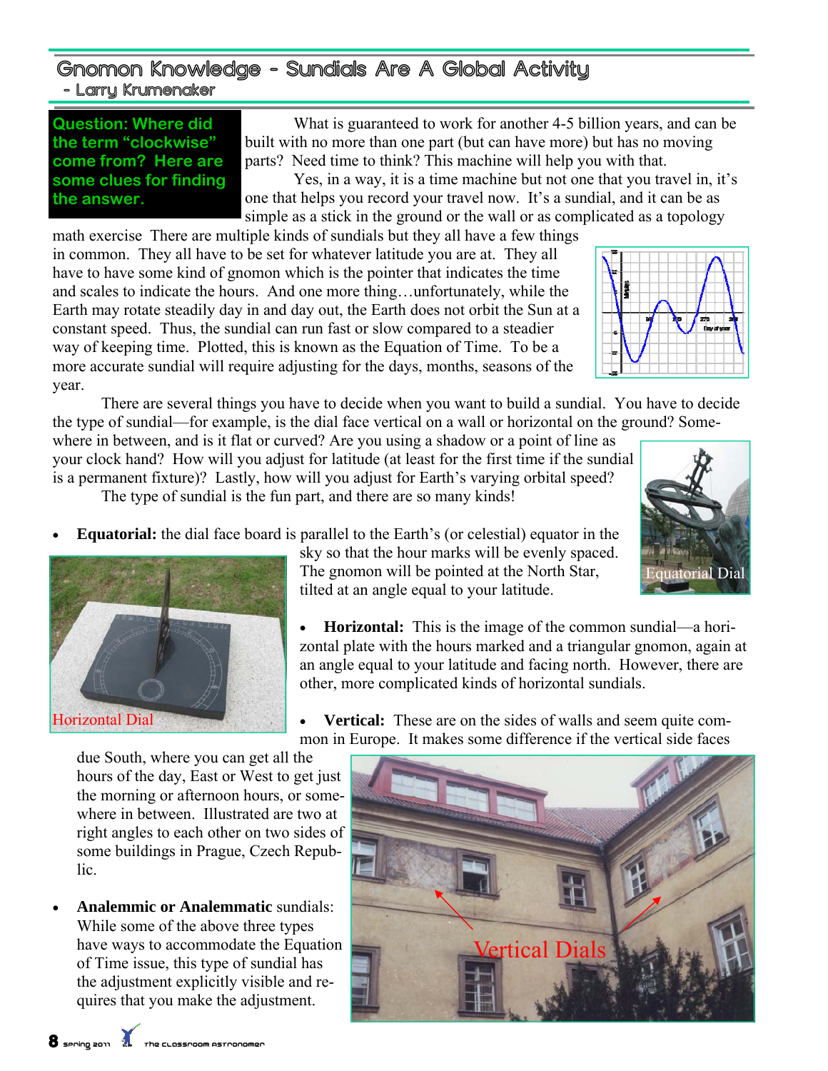## Gnomon Knowledge - Sundials Are A Global Activity

- Larry Krumenaker

**Question: Where did the term "clockwise" come from? Here are some clues for finding the answer.**

What is guaranteed to work for another 4-5 billion years, and can be built with no more than one part (but can have more) but has no moving parts? Need time to think? This machine will help you with that.

Yes, in a way, it is a time machine but not one that you travel in, it's one that helps you record your travel now. It's a sundial, and it can be as simple as a stick in the ground or the wall or as complicated as a topology math exercise There are multiple kinds of sundials but they all have a few things in common. They all have to be set for whatever latitude you are at. They all have to have some kind of gnomon which is the pointer that indicates the time and scales to indicate the hours. And one more thing…unfortunately, while the Earth may rotate steadily day in and day out, the Earth does not orbit the Sun at a constant speed. Thus, the sundial can run fast or slow compared to a steadier way of keeping time. Plotted, this is known as the Equation of Time. To be a more accurate sundial will require adjusting for the days, months, seasons of the year.

There are several things you have to decide when you want to build a sundial. You have to decide the type of sundial—for example, is the dial face vertical on a wall or horizontal on the ground? Somewhere in between, and is it flat or curved? Are you using a shadow or a point of line as your clock hand? How will you adjust for latitude (at least for the first time if the sundial is a permanent fixture)? Lastly, how will you adjust for Earth's varying orbital speed?

The type of sundial is the fun part, and there are so many kinds!

Equatorial Dial

- **Equatorial:** the dial face board is parallel to the Earth's (or celestial) equator in the sky so that the hour marks will be evenly spaced. The gnomon will be pointed at the North Star, tilted at an angle equal to your latitude.

Horizontal Dial

- **Horizontal:** This is the image of the common sundial—a horizontal plate with the hours marked and a triangular gnomon, again at an angle equal to your latitude and facing north. However, there are other, more complicated kinds of horizontal sundials.

- **Vertical:** These are on the sides of walls and seem quite common in Europe. It makes some difference if the vertical side faces due South, where you can get all the hours of the day, East or West to get just the morning or afternoon hours, or somewhere in between. Illustrated are two at right angles to each other on two sides of some buildings in Prague, Czech Republic.

Vertical Dials

- **Analemmic or Analemmatic** sundials: While some of the above three types have ways to accommodate the Equation of Time issue, this type of sundial has the adjustment explicitly visible and requires that you make the adjustment.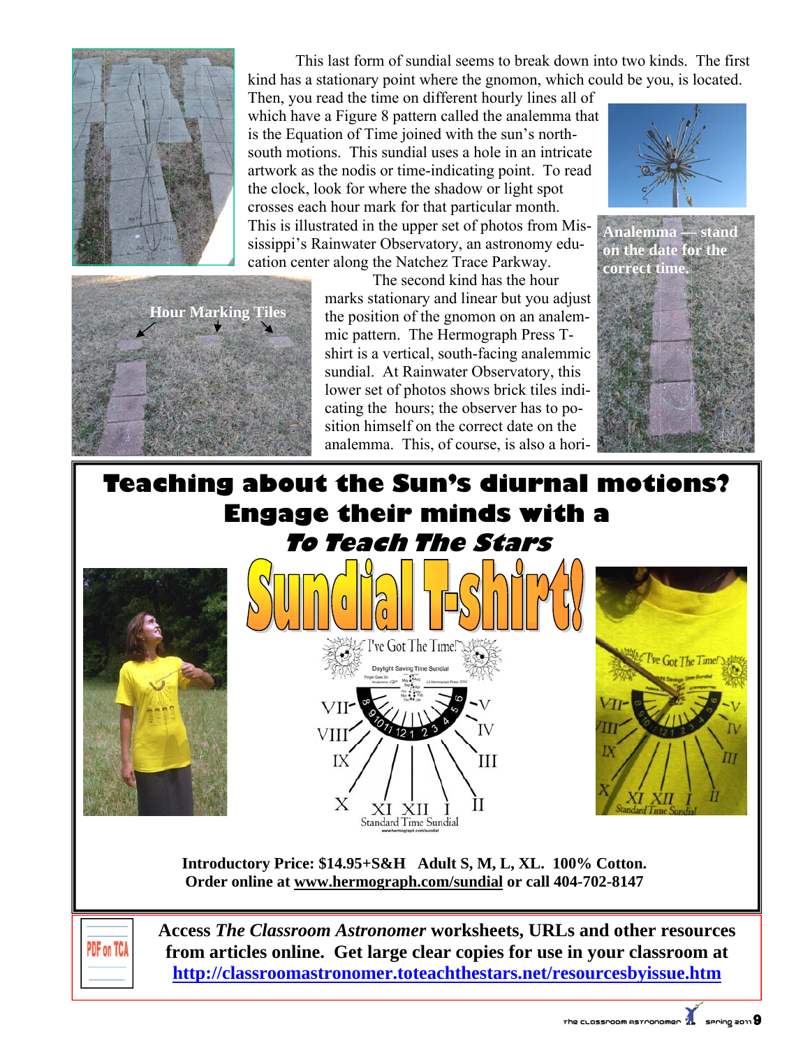This last form of sundial seems to break down into two kinds. The first kind has a stationary point where the gnomon, which could be you, is located. Then, you read the time on different hourly lines all of which have a Figure 8 pattern called the analemma that is the Equation of Time joined with the sun's north-south motions. This sundial uses a hole in an intricate artwork as the nodis or time-indicating point. To read the clock, look for where the shadow or light spot crosses each hour mark for that particular month. This is illustrated in the upper set of photos from Mississippi's Rainwater Observatory, an astronomy education center along the Natchez Trace Parkway.

Hour Marking Tiles

Analemma — stand on the date for the correct time.

The second kind has the hour marks stationary and linear but you adjust the position of the gnomon on an analemmic pattern. The Hermograph Press T-shirt is a vertical, south-facing analemmic sundial. At Rainwater Observatory, this lower set of photos shows brick tiles indicating the hours; the observer has to position himself on the correct date on the analemma. This, of course, is also a hori-

---

# Teaching about the Sun's diurnal motions? Engage their minds with a *To Teach The Stars* Sundial T-shirt!

**Introductory Price: $14.95+S&H Adult S, M, L, XL. 100% Cotton.**
**Order online at www.hermograph.com/sundial or call 404-702-8147**

---

**Access *The Classroom Astronomer* worksheets, URLs and other resources from articles online. Get large clear copies for use in your classroom at http://classroomastronomer.toteachthestars.net/resourcesbyissue.htm**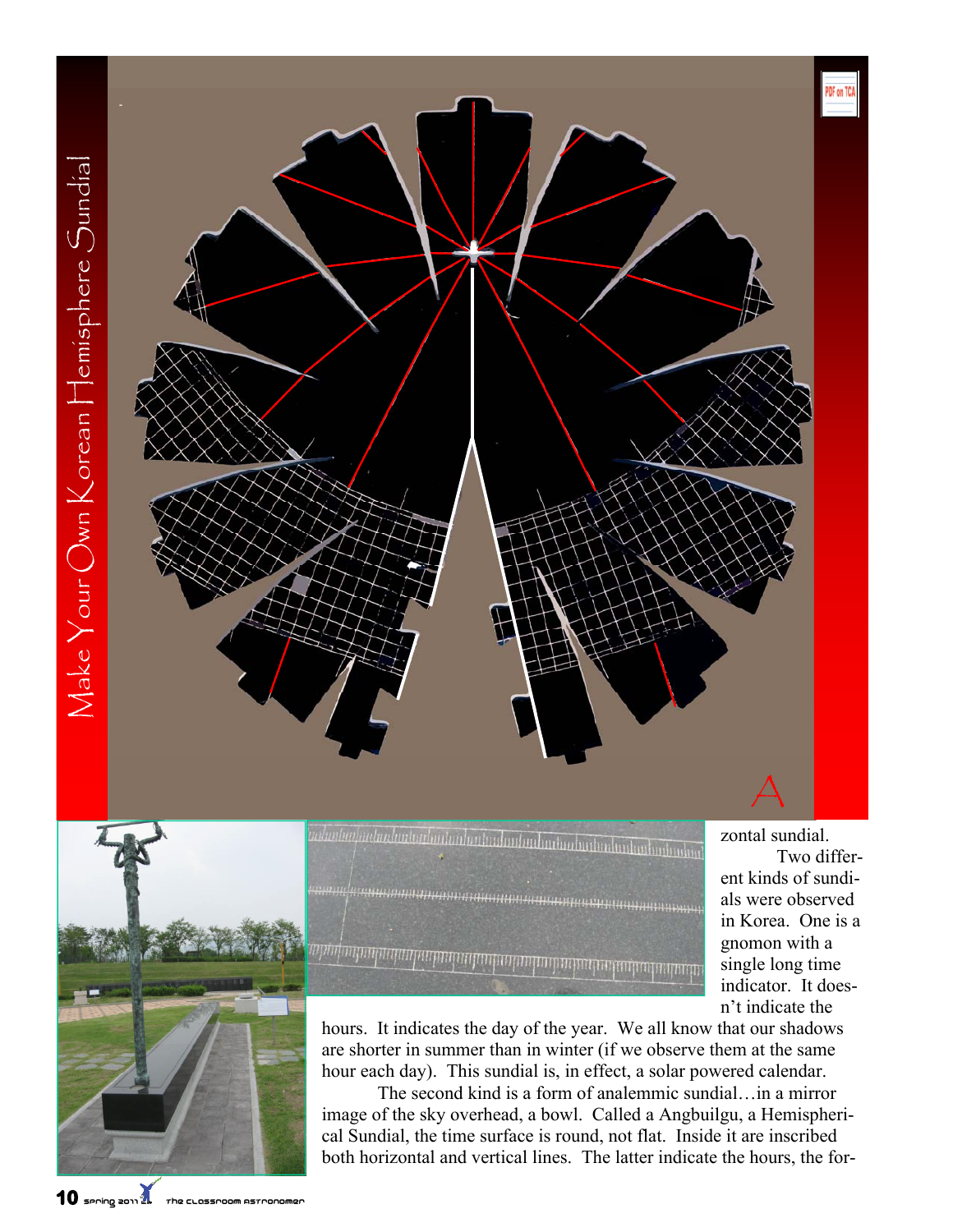zontal sundial.

Two different kinds of sundials were observed in Korea. One is a gnomon with a single long time indicator. It doesn't indicate the hours. It indicates the day of the year. We all know that our shadows are shorter in summer than in winter (if we observe them at the same hour each day). This sundial is, in effect, a solar powered calendar.

The second kind is a form of analemmic sundial…in a mirror image of the sky overhead, a bowl. Called a Angbuilgu, a Hemispherical Sundial, the time surface is round, not flat. Inside it are inscribed both horizontal and vertical lines. The latter indicate the hours, the for-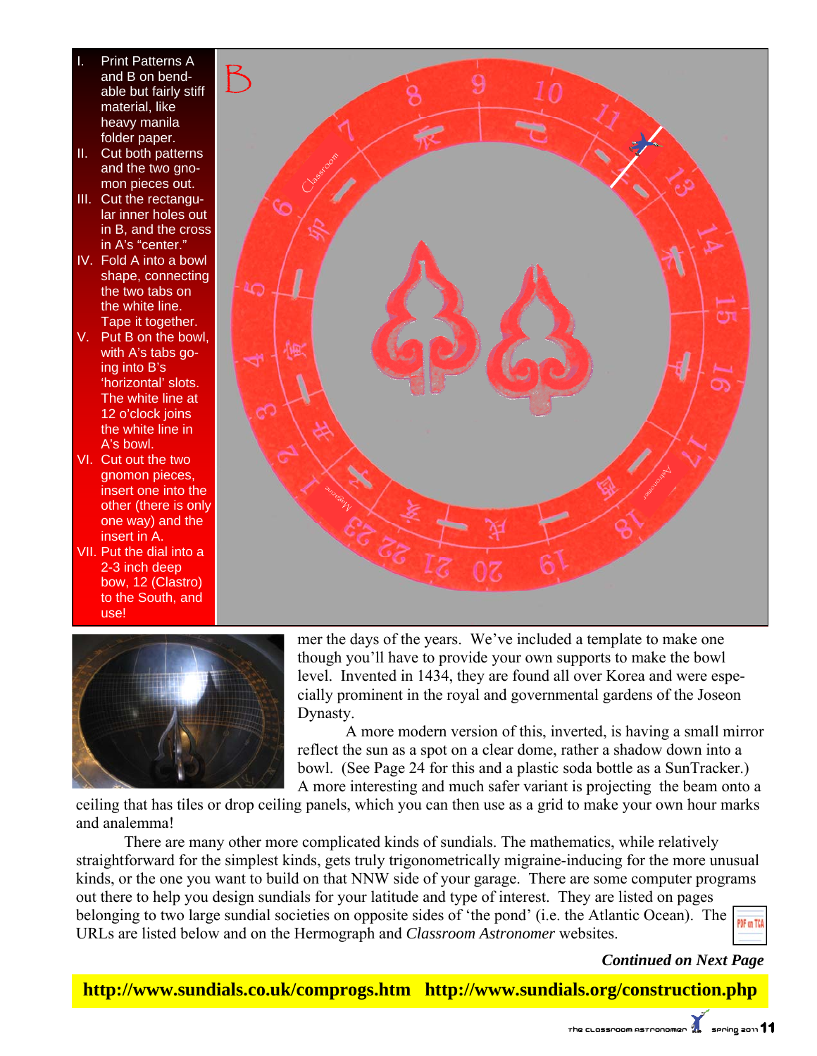I. Print Patterns A and B on bendable but fairly stiff material, like heavy manila folder paper.
II. Cut both patterns and the two gnomon pieces out.
III. Cut the rectangular inner holes out in B, and the cross in A's "center."
IV. Fold A into a bowl shape, connecting the two tabs on the white line. Tape it together.
V. Put B on the bowl, with A's tabs going into B's 'horizontal' slots. The white line at 12 o'clock joins the white line in A's bowl.
VI. Cut out the two gnomon pieces, insert one into the other (there is only one way) and the insert in A.
VII. Put the dial into a 2-3 inch deep bow, 12 (Clastro) to the South, and use!

mer the days of the years. We've included a template to make one though you'll have to provide your own supports to make the bowl level. Invented in 1434, they are found all over Korea and were especially prominent in the royal and governmental gardens of the Joseon Dynasty.

A more modern version of this, inverted, is having a small mirror reflect the sun as a spot on a clear dome, rather a shadow down into a bowl. (See Page 24 for this and a plastic soda bottle as a SunTracker.) A more interesting and much safer variant is projecting the beam onto a ceiling that has tiles or drop ceiling panels, which you can then use as a grid to make your own hour marks and analemma!

There are many other more complicated kinds of sundials. The mathematics, while relatively straightforward for the simplest kinds, gets truly trigonometrically migraine-inducing for the more unusual kinds, or the one you want to build on that NNW side of your garage. There are some computer programs out there to help you design sundials for your latitude and type of interest. They are listed on pages belonging to two large sundial societies on opposite sides of 'the pond' (i.e. the Atlantic Ocean). The URLs are listed below and on the Hermograph and *Classroom Astronomer* websites.

***Continued on Next Page***

**http://www.sundials.co.uk/comprogs.htm http://www.sundials.org/construction.php**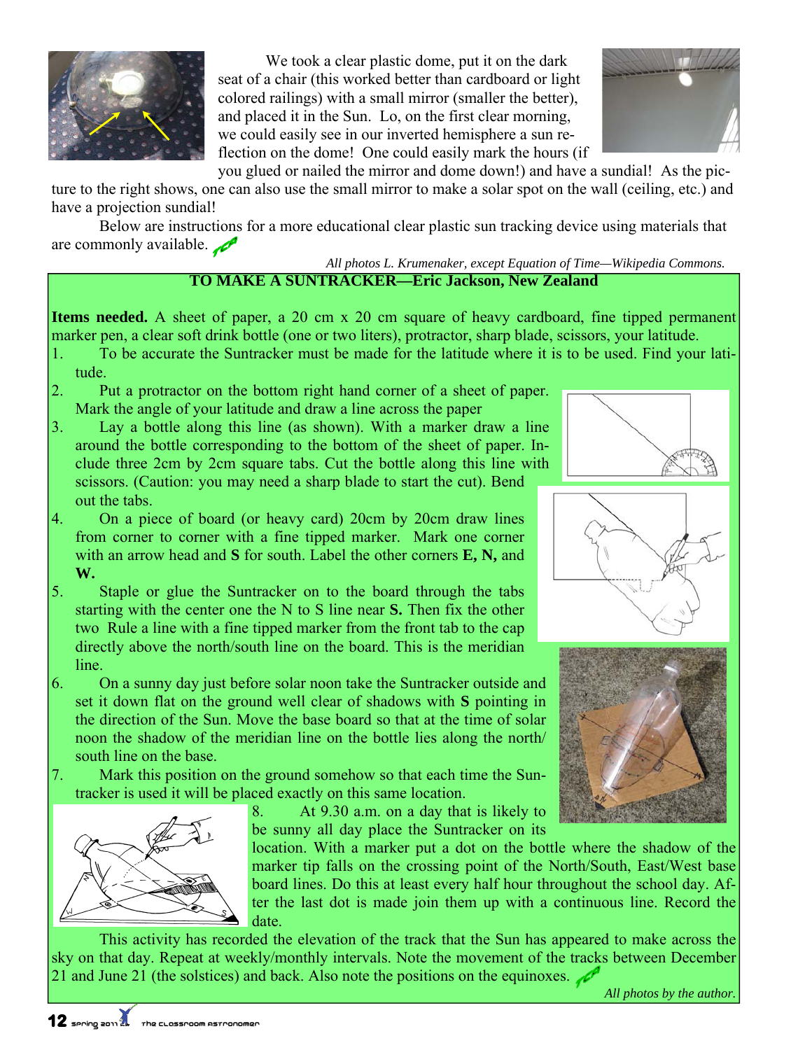We took a clear plastic dome, put it on the dark seat of a chair (this worked better than cardboard or light colored railings) with a small mirror (smaller the better), and placed it in the Sun. Lo, on the first clear morning, we could easily see in our inverted hemisphere a sun reflection on the dome! One could easily mark the hours (if you glued or nailed the mirror and dome down!) and have a sundial! As the picture to the right shows, one can also use the small mirror to make a solar spot on the wall (ceiling, etc.) and have a projection sundial!

Below are instructions for a more educational clear plastic sun tracking device using materials that are commonly available.

*All photos L. Krumenaker, except Equation of Time—Wikipedia Commons.*

## TO MAKE A SUNTRACKER—Eric Jackson, New Zealand

**Items needed.** A sheet of paper, a 20 cm x 20 cm square of heavy cardboard, fine tipped permanent marker pen, a clear soft drink bottle (one or two liters), protractor, sharp blade, scissors, your latitude.

1. To be accurate the Suntracker must be made for the latitude where it is to be used. Find your latitude.
2. Put a protractor on the bottom right hand corner of a sheet of paper. Mark the angle of your latitude and draw a line across the paper
3. Lay a bottle along this line (as shown). With a marker draw a line around the bottle corresponding to the bottom of the sheet of paper. Include three 2cm by 2cm square tabs. Cut the bottle along this line with scissors. (Caution: you may need a sharp blade to start the cut). Bend out the tabs.
4. On a piece of board (or heavy card) 20cm by 20cm draw lines from corner to corner with a fine tipped marker. Mark one corner with an arrow head and **S** for south. Label the other corners **E, N,** and **W.**
5. Staple or glue the Suntracker on to the board through the tabs starting with the center one the N to S line near **S.** Then fix the other two Rule a line with a fine tipped marker from the front tab to the cap directly above the north/south line on the board. This is the meridian line.
6. On a sunny day just before solar noon take the Suntracker outside and set it down flat on the ground well clear of shadows with **S** pointing in the direction of the Sun. Move the base board so that at the time of solar noon the shadow of the meridian line on the bottle lies along the north/south line on the base.
7. Mark this position on the ground somehow so that each time the Suntracker is used it will be placed exactly on this same location.
8. At 9.30 a.m. on a day that is likely to be sunny all day place the Suntracker on its location. With a marker put a dot on the bottle where the shadow of the marker tip falls on the crossing point of the North/South, East/West base board lines. Do this at least every half hour throughout the school day. After the last dot is made join them up with a continuous line. Record the date.

This activity has recorded the elevation of the track that the Sun has appeared to make across the sky on that day. Repeat at weekly/monthly intervals. Note the movement of the tracks between December 21 and June 21 (the solstices) and back. Also note the positions on the equinoxes.

*All photos by the author.*